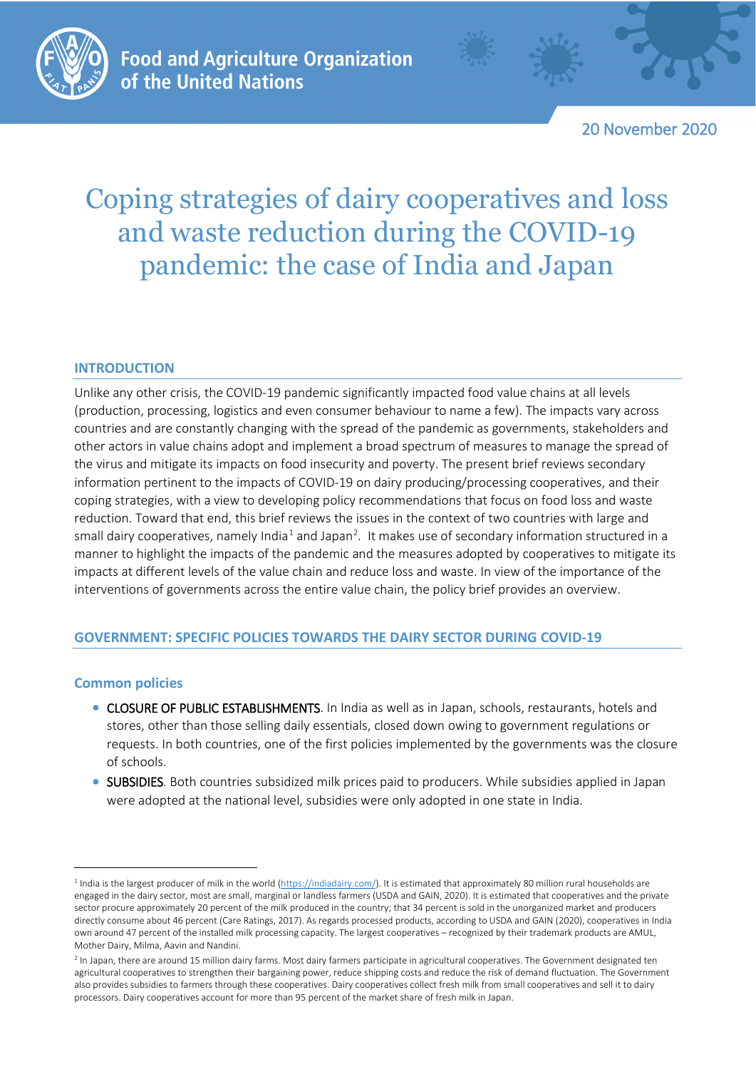Food and Agriculture Organization of the United Nations

20 November 2020

# Coping strategies of dairy cooperatives and loss and waste reduction during the COVID-19 pandemic: the case of India and Japan

## INTRODUCTION

Unlike any other crisis, the COVID-19 pandemic significantly impacted food value chains at all levels (production, processing, logistics and even consumer behaviour to name a few). The impacts vary across countries and are constantly changing with the spread of the pandemic as governments, stakeholders and other actors in value chains adopt and implement a broad spectrum of measures to manage the spread of the virus and mitigate its impacts on food insecurity and poverty. The present brief reviews secondary information pertinent to the impacts of COVID-19 on dairy producing/processing cooperatives, and their coping strategies, with a view to developing policy recommendations that focus on food loss and waste reduction. Toward that end, this brief reviews the issues in the context of two countries with large and small dairy cooperatives, namely India[1] and Japan[2]. It makes use of secondary information structured in a manner to highlight the impacts of the pandemic and the measures adopted by cooperatives to mitigate its impacts at different levels of the value chain and reduce loss and waste. In view of the importance of the interventions of governments across the entire value chain, the policy brief provides an overview.

## GOVERNMENT: SPECIFIC POLICIES TOWARDS THE DAIRY SECTOR DURING COVID-19

### Common policies

- CLOSURE OF PUBLIC ESTABLISHMENTS. In India as well as in Japan, schools, restaurants, hotels and stores, other than those selling daily essentials, closed down owing to government regulations or requests. In both countries, one of the first policies implemented by the governments was the closure of schools.
- SUBSIDIES. Both countries subsidized milk prices paid to producers. While subsidies applied in Japan were adopted at the national level, subsidies were only adopted in one state in India.

---

[1] India is the largest producer of milk in the world (https://indiadairy.com/). It is estimated that approximately 80 million rural households are engaged in the dairy sector, most are small, marginal or landless farmers (USDA and GAIN, 2020). It is estimated that cooperatives and the private sector procure approximately 20 percent of the milk produced in the country; that 34 percent is sold in the unorganized market and producers directly consume about 46 percent (Care Ratings, 2017). As regards processed products, according to USDA and GAIN (2020), cooperatives in India own around 47 percent of the installed milk processing capacity. The largest cooperatives – recognized by their trademark products are AMUL, Mother Dairy, Milma, Aavin and Nandini.

[2] In Japan, there are around 15 million dairy farms. Most dairy farmers participate in agricultural cooperatives. The Government designated ten agricultural cooperatives to strengthen their bargaining power, reduce shipping costs and reduce the risk of demand fluctuation. The Government also provides subsidies to farmers through these cooperatives. Dairy cooperatives collect fresh milk from small cooperatives and sell it to dairy processors. Dairy cooperatives account for more than 95 percent of the market share of fresh milk in Japan.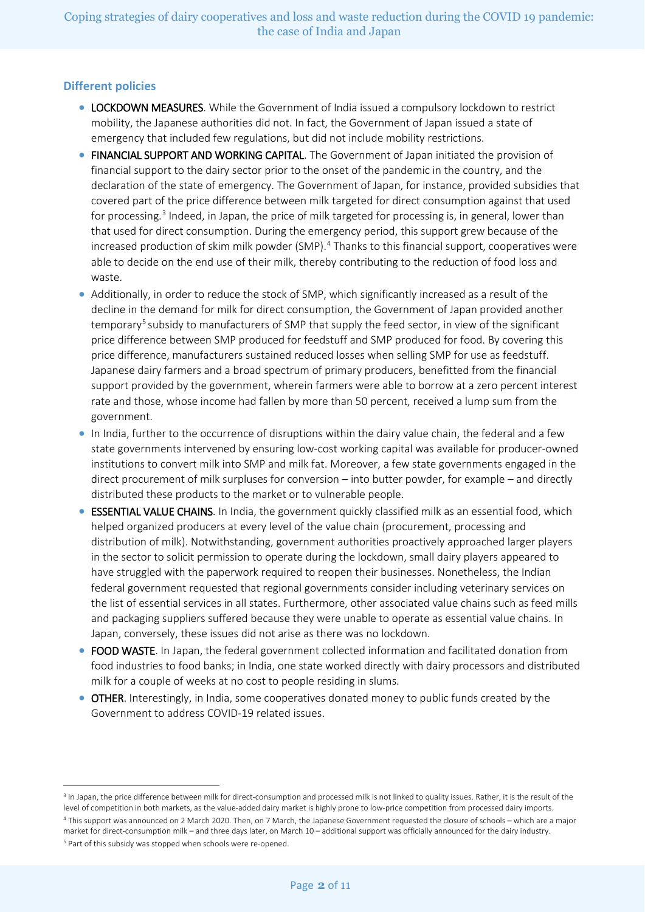### Different policies

- **LOCKDOWN MEASURES**. While the Government of India issued a compulsory lockdown to restrict mobility, the Japanese authorities did not. In fact, the Government of Japan issued a state of emergency that included few regulations, but did not include mobility restrictions.
- **FINANCIAL SUPPORT AND WORKING CAPITAL**. The Government of Japan initiated the provision of financial support to the dairy sector prior to the onset of the pandemic in the country, and the declaration of the state of emergency. The Government of Japan, for instance, provided subsidies that covered part of the price difference between milk targeted for direct consumption against that used for processing.[3] Indeed, in Japan, the price of milk targeted for processing is, in general, lower than that used for direct consumption. During the emergency period, this support grew because of the increased production of skim milk powder (SMP).[4] Thanks to this financial support, cooperatives were able to decide on the end use of their milk, thereby contributing to the reduction of food loss and waste.
- Additionally, in order to reduce the stock of SMP, which significantly increased as a result of the decline in the demand for milk for direct consumption, the Government of Japan provided another temporary[5] subsidy to manufacturers of SMP that supply the feed sector, in view of the significant price difference between SMP produced for feedstuff and SMP produced for food. By covering this price difference, manufacturers sustained reduced losses when selling SMP for use as feedstuff. Japanese dairy farmers and a broad spectrum of primary producers, benefitted from the financial support provided by the government, wherein farmers were able to borrow at a zero percent interest rate and those, whose income had fallen by more than 50 percent, received a lump sum from the government.
- In India, further to the occurrence of disruptions within the dairy value chain, the federal and a few state governments intervened by ensuring low-cost working capital was available for producer-owned institutions to convert milk into SMP and milk fat. Moreover, a few state governments engaged in the direct procurement of milk surpluses for conversion – into butter powder, for example – and directly distributed these products to the market or to vulnerable people.
- **ESSENTIAL VALUE CHAINS**. In India, the government quickly classified milk as an essential food, which helped organized producers at every level of the value chain (procurement, processing and distribution of milk). Notwithstanding, government authorities proactively approached larger players in the sector to solicit permission to operate during the lockdown, small dairy players appeared to have struggled with the paperwork required to reopen their businesses. Nonetheless, the Indian federal government requested that regional governments consider including veterinary services on the list of essential services in all states. Furthermore, other associated value chains such as feed mills and packaging suppliers suffered because they were unable to operate as essential value chains. In Japan, conversely, these issues did not arise as there was no lockdown.
- **FOOD WASTE**. In Japan, the federal government collected information and facilitated donation from food industries to food banks; in India, one state worked directly with dairy processors and distributed milk for a couple of weeks at no cost to people residing in slums.
- **OTHER**. Interestingly, in India, some cooperatives donated money to public funds created by the Government to address COVID-19 related issues.

---

[3] In Japan, the price difference between milk for direct-consumption and processed milk is not linked to quality issues. Rather, it is the result of the level of competition in both markets, as the value-added dairy market is highly prone to low-price competition from processed dairy imports.

[4] This support was announced on 2 March 2020. Then, on 7 March, the Japanese Government requested the closure of schools – which are a major market for direct-consumption milk – and three days later, on March 10 – additional support was officially announced for the dairy industry.

[5] Part of this subsidy was stopped when schools were re-opened.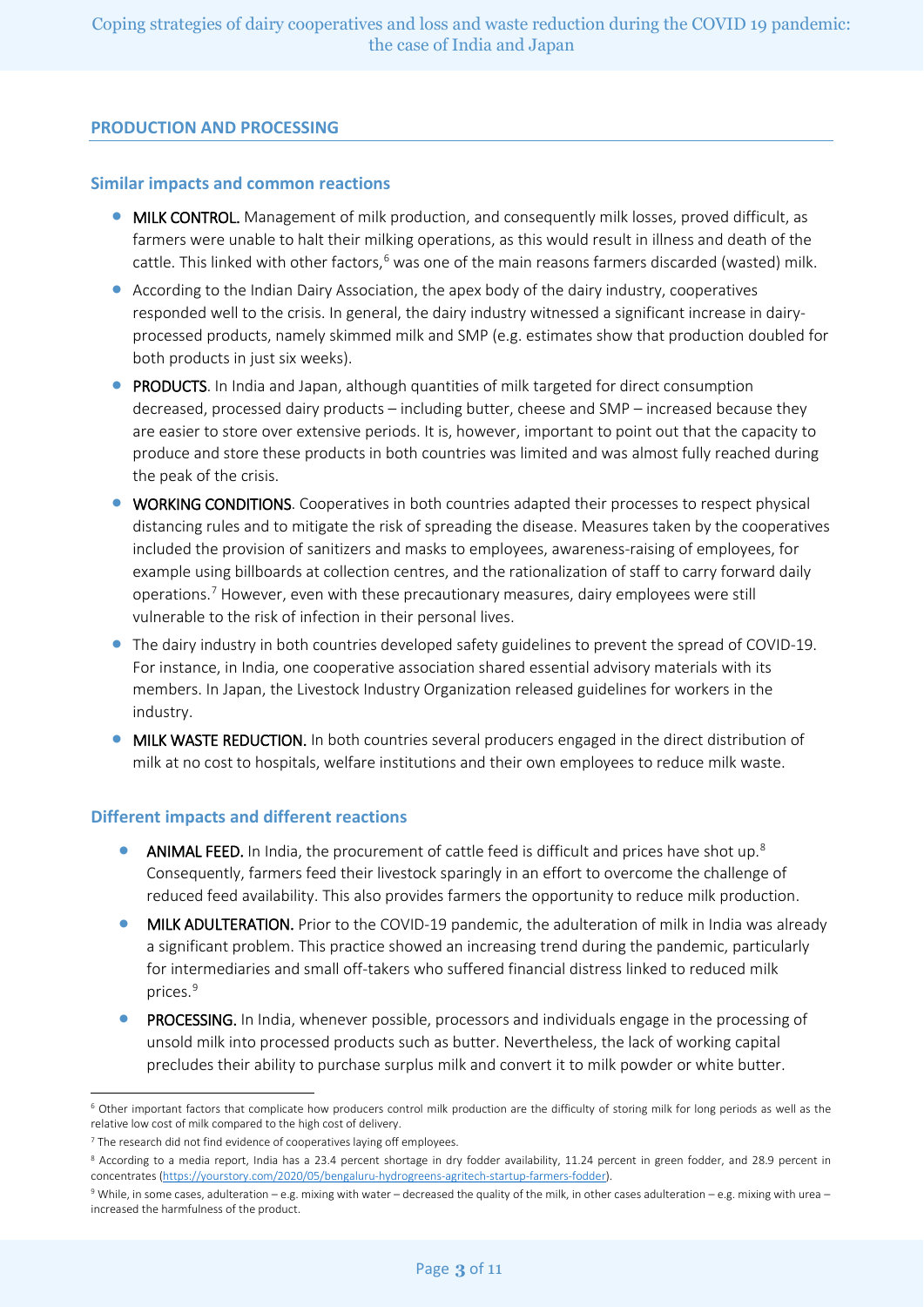## PRODUCTION AND PROCESSING

### Similar impacts and common reactions

- **MILK CONTROL.** Management of milk production, and consequently milk losses, proved difficult, as farmers were unable to halt their milking operations, as this would result in illness and death of the cattle. This linked with other factors,[6] was one of the main reasons farmers discarded (wasted) milk.
- According to the Indian Dairy Association, the apex body of the dairy industry, cooperatives responded well to the crisis. In general, the dairy industry witnessed a significant increase in dairy-processed products, namely skimmed milk and SMP (e.g. estimates show that production doubled for both products in just six weeks).
- **PRODUCTS**. In India and Japan, although quantities of milk targeted for direct consumption decreased, processed dairy products – including butter, cheese and SMP – increased because they are easier to store over extensive periods. It is, however, important to point out that the capacity to produce and store these products in both countries was limited and was almost fully reached during the peak of the crisis.
- **WORKING CONDITIONS**. Cooperatives in both countries adapted their processes to respect physical distancing rules and to mitigate the risk of spreading the disease. Measures taken by the cooperatives included the provision of sanitizers and masks to employees, awareness-raising of employees, for example using billboards at collection centres, and the rationalization of staff to carry forward daily operations.[7] However, even with these precautionary measures, dairy employees were still vulnerable to the risk of infection in their personal lives.
- The dairy industry in both countries developed safety guidelines to prevent the spread of COVID-19. For instance, in India, one cooperative association shared essential advisory materials with its members. In Japan, the Livestock Industry Organization released guidelines for workers in the industry.
- **MILK WASTE REDUCTION.** In both countries several producers engaged in the direct distribution of milk at no cost to hospitals, welfare institutions and their own employees to reduce milk waste.

### Different impacts and different reactions

- **ANIMAL FEED.** In India, the procurement of cattle feed is difficult and prices have shot up.[8] Consequently, farmers feed their livestock sparingly in an effort to overcome the challenge of reduced feed availability. This also provides farmers the opportunity to reduce milk production.
- **MILK ADULTERATION.** Prior to the COVID-19 pandemic, the adulteration of milk in India was already a significant problem. This practice showed an increasing trend during the pandemic, particularly for intermediaries and small off-takers who suffered financial distress linked to reduced milk prices.[9]
- **PROCESSING.** In India, whenever possible, processors and individuals engage in the processing of unsold milk into processed products such as butter. Nevertheless, the lack of working capital precludes their ability to purchase surplus milk and convert it to milk powder or white butter.

---

[6] Other important factors that complicate how producers control milk production are the difficulty of storing milk for long periods as well as the relative low cost of milk compared to the high cost of delivery.

[7] The research did not find evidence of cooperatives laying off employees.

[8] According to a media report, India has a 23.4 percent shortage in dry fodder availability, 11.24 percent in green fodder, and 28.9 percent in concentrates (https://yourstory.com/2020/05/bengaluru-hydrogreens-agritech-startup-farmers-fodder).

[9] While, in some cases, adulteration – e.g. mixing with water – decreased the quality of the milk, in other cases adulteration – e.g. mixing with urea – increased the harmfulness of the product.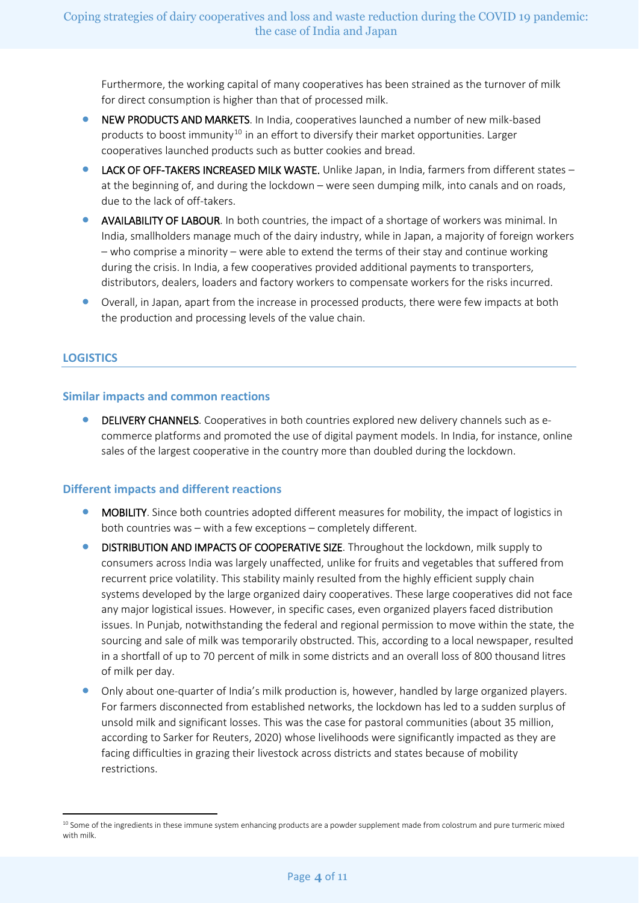Furthermore, the working capital of many cooperatives has been strained as the turnover of milk for direct consumption is higher than that of processed milk.

- NEW PRODUCTS AND MARKETS. In India, cooperatives launched a number of new milk-based products to boost immunity[10] in an effort to diversify their market opportunities. Larger cooperatives launched products such as butter cookies and bread.
- LACK OF OFF-TAKERS INCREASED MILK WASTE. Unlike Japan, in India, farmers from different states – at the beginning of, and during the lockdown – were seen dumping milk, into canals and on roads, due to the lack of off-takers.
- AVAILABILITY OF LABOUR. In both countries, the impact of a shortage of workers was minimal. In India, smallholders manage much of the dairy industry, while in Japan, a majority of foreign workers – who comprise a minority – were able to extend the terms of their stay and continue working during the crisis. In India, a few cooperatives provided additional payments to transporters, distributors, dealers, loaders and factory workers to compensate workers for the risks incurred.
- Overall, in Japan, apart from the increase in processed products, there were few impacts at both the production and processing levels of the value chain.

## LOGISTICS

### Similar impacts and common reactions

- DELIVERY CHANNELS. Cooperatives in both countries explored new delivery channels such as e-commerce platforms and promoted the use of digital payment models. In India, for instance, online sales of the largest cooperative in the country more than doubled during the lockdown.

### Different impacts and different reactions

- MOBILITY. Since both countries adopted different measures for mobility, the impact of logistics in both countries was – with a few exceptions – completely different.
- DISTRIBUTION AND IMPACTS OF COOPERATIVE SIZE. Throughout the lockdown, milk supply to consumers across India was largely unaffected, unlike for fruits and vegetables that suffered from recurrent price volatility. This stability mainly resulted from the highly efficient supply chain systems developed by the large organized dairy cooperatives. These large cooperatives did not face any major logistical issues. However, in specific cases, even organized players faced distribution issues. In Punjab, notwithstanding the federal and regional permission to move within the state, the sourcing and sale of milk was temporarily obstructed. This, according to a local newspaper, resulted in a shortfall of up to 70 percent of milk in some districts and an overall loss of 800 thousand litres of milk per day.
- Only about one-quarter of India's milk production is, however, handled by large organized players. For farmers disconnected from established networks, the lockdown has led to a sudden surplus of unsold milk and significant losses. This was the case for pastoral communities (about 35 million, according to Sarker for Reuters, 2020) whose livelihoods were significantly impacted as they are facing difficulties in grazing their livestock across districts and states because of mobility restrictions.

---

[10] Some of the ingredients in these immune system enhancing products are a powder supplement made from colostrum and pure turmeric mixed with milk.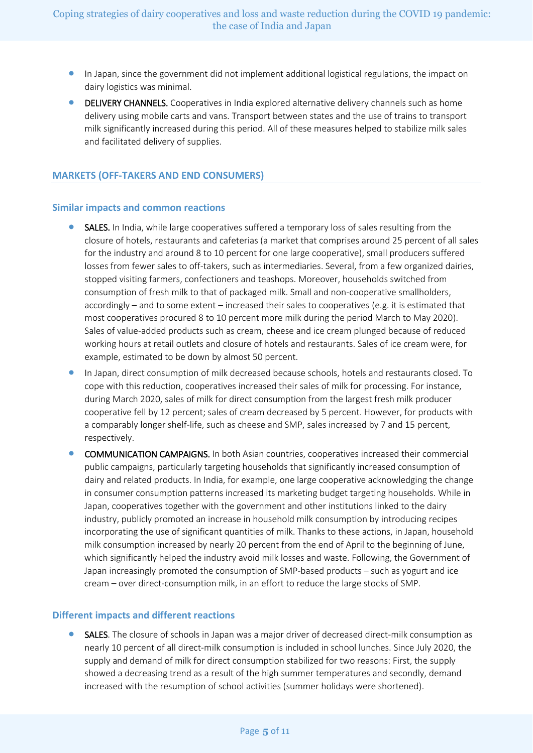- In Japan, since the government did not implement additional logistical regulations, the impact on dairy logistics was minimal.
- DELIVERY CHANNELS. Cooperatives in India explored alternative delivery channels such as home delivery using mobile carts and vans. Transport between states and the use of trains to transport milk significantly increased during this period. All of these measures helped to stabilize milk sales and facilitated delivery of supplies.

## MARKETS (OFF-TAKERS AND END CONSUMERS)

### Similar impacts and common reactions

- SALES. In India, while large cooperatives suffered a temporary loss of sales resulting from the closure of hotels, restaurants and cafeterias (a market that comprises around 25 percent of all sales for the industry and around 8 to 10 percent for one large cooperative), small producers suffered losses from fewer sales to off-takers, such as intermediaries. Several, from a few organized dairies, stopped visiting farmers, confectioners and teashops. Moreover, households switched from consumption of fresh milk to that of packaged milk. Small and non-cooperative smallholders, accordingly – and to some extent – increased their sales to cooperatives (e.g. it is estimated that most cooperatives procured 8 to 10 percent more milk during the period March to May 2020). Sales of value-added products such as cream, cheese and ice cream plunged because of reduced working hours at retail outlets and closure of hotels and restaurants. Sales of ice cream were, for example, estimated to be down by almost 50 percent.
- In Japan, direct consumption of milk decreased because schools, hotels and restaurants closed. To cope with this reduction, cooperatives increased their sales of milk for processing. For instance, during March 2020, sales of milk for direct consumption from the largest fresh milk producer cooperative fell by 12 percent; sales of cream decreased by 5 percent. However, for products with a comparably longer shelf-life, such as cheese and SMP, sales increased by 7 and 15 percent, respectively.
- COMMUNICATION CAMPAIGNS. In both Asian countries, cooperatives increased their commercial public campaigns, particularly targeting households that significantly increased consumption of dairy and related products. In India, for example, one large cooperative acknowledging the change in consumer consumption patterns increased its marketing budget targeting households. While in Japan, cooperatives together with the government and other institutions linked to the dairy industry, publicly promoted an increase in household milk consumption by introducing recipes incorporating the use of significant quantities of milk. Thanks to these actions, in Japan, household milk consumption increased by nearly 20 percent from the end of April to the beginning of June, which significantly helped the industry avoid milk losses and waste. Following, the Government of Japan increasingly promoted the consumption of SMP-based products – such as yogurt and ice cream – over direct-consumption milk, in an effort to reduce the large stocks of SMP.

### Different impacts and different reactions

- SALES. The closure of schools in Japan was a major driver of decreased direct-milk consumption as nearly 10 percent of all direct-milk consumption is included in school lunches. Since July 2020, the supply and demand of milk for direct consumption stabilized for two reasons: First, the supply showed a decreasing trend as a result of the high summer temperatures and secondly, demand increased with the resumption of school activities (summer holidays were shortened).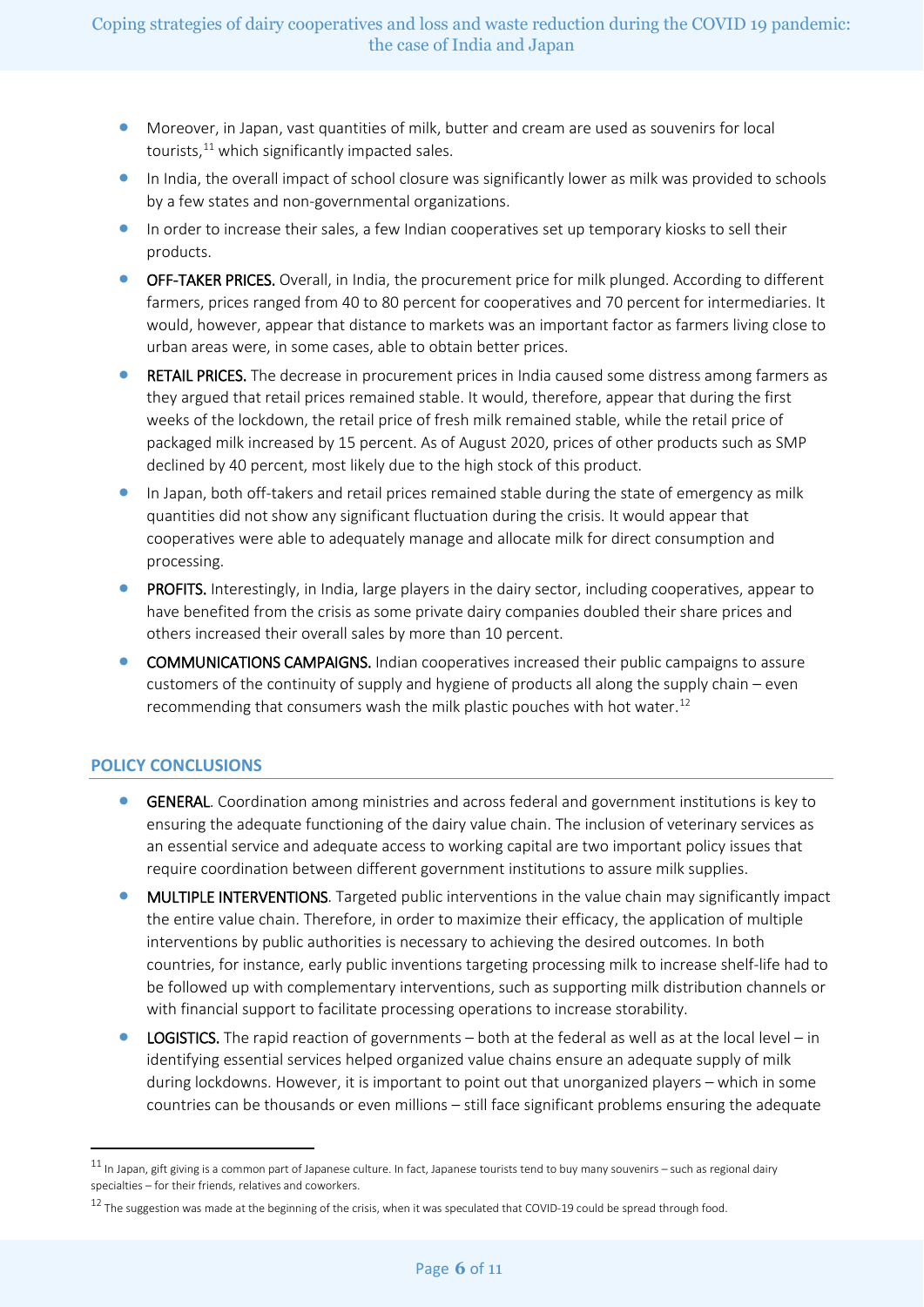- Moreover, in Japan, vast quantities of milk, butter and cream are used as souvenirs for local tourists,[11] which significantly impacted sales.
- In India, the overall impact of school closure was significantly lower as milk was provided to schools by a few states and non-governmental organizations.
- In order to increase their sales, a few Indian cooperatives set up temporary kiosks to sell their products.
- OFF-TAKER PRICES. Overall, in India, the procurement price for milk plunged. According to different farmers, prices ranged from 40 to 80 percent for cooperatives and 70 percent for intermediaries. It would, however, appear that distance to markets was an important factor as farmers living close to urban areas were, in some cases, able to obtain better prices.
- RETAIL PRICES. The decrease in procurement prices in India caused some distress among farmers as they argued that retail prices remained stable. It would, therefore, appear that during the first weeks of the lockdown, the retail price of fresh milk remained stable, while the retail price of packaged milk increased by 15 percent. As of August 2020, prices of other products such as SMP declined by 40 percent, most likely due to the high stock of this product.
- In Japan, both off-takers and retail prices remained stable during the state of emergency as milk quantities did not show any significant fluctuation during the crisis. It would appear that cooperatives were able to adequately manage and allocate milk for direct consumption and processing.
- PROFITS. Interestingly, in India, large players in the dairy sector, including cooperatives, appear to have benefited from the crisis as some private dairy companies doubled their share prices and others increased their overall sales by more than 10 percent.
- COMMUNICATIONS CAMPAIGNS. Indian cooperatives increased their public campaigns to assure customers of the continuity of supply and hygiene of products all along the supply chain – even recommending that consumers wash the milk plastic pouches with hot water.[12]

## POLICY CONCLUSIONS

- GENERAL. Coordination among ministries and across federal and government institutions is key to ensuring the adequate functioning of the dairy value chain. The inclusion of veterinary services as an essential service and adequate access to working capital are two important policy issues that require coordination between different government institutions to assure milk supplies.
- MULTIPLE INTERVENTIONS. Targeted public interventions in the value chain may significantly impact the entire value chain. Therefore, in order to maximize their efficacy, the application of multiple interventions by public authorities is necessary to achieving the desired outcomes. In both countries, for instance, early public inventions targeting processing milk to increase shelf-life had to be followed up with complementary interventions, such as supporting milk distribution channels or with financial support to facilitate processing operations to increase storability.
- LOGISTICS. The rapid reaction of governments – both at the federal as well as at the local level – in identifying essential services helped organized value chains ensure an adequate supply of milk during lockdowns. However, it is important to point out that unorganized players – which in some countries can be thousands or even millions – still face significant problems ensuring the adequate

---

[11] In Japan, gift giving is a common part of Japanese culture. In fact, Japanese tourists tend to buy many souvenirs – such as regional dairy specialties – for their friends, relatives and coworkers.

[12] The suggestion was made at the beginning of the crisis, when it was speculated that COVID-19 could be spread through food.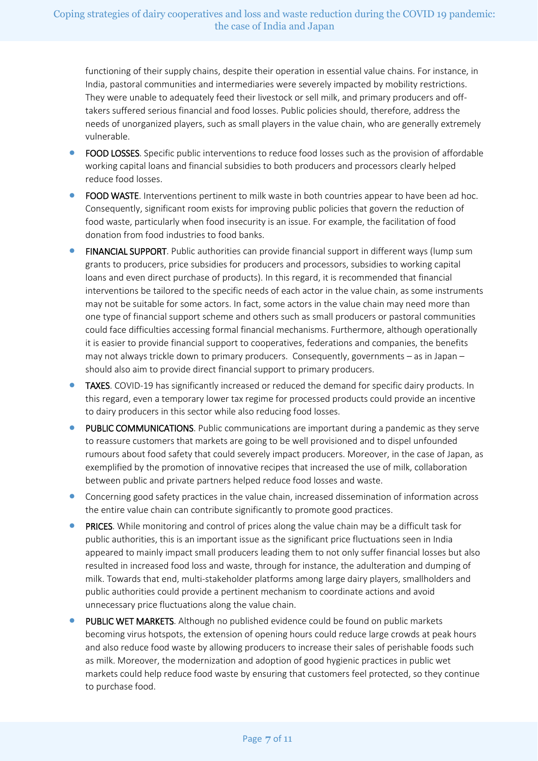functioning of their supply chains, despite their operation in essential value chains. For instance, in India, pastoral communities and intermediaries were severely impacted by mobility restrictions. They were unable to adequately feed their livestock or sell milk, and primary producers and off-takers suffered serious financial and food losses. Public policies should, therefore, address the needs of unorganized players, such as small players in the value chain, who are generally extremely vulnerable.

- FOOD LOSSES. Specific public interventions to reduce food losses such as the provision of affordable working capital loans and financial subsidies to both producers and processors clearly helped reduce food losses.
- FOOD WASTE. Interventions pertinent to milk waste in both countries appear to have been ad hoc. Consequently, significant room exists for improving public policies that govern the reduction of food waste, particularly when food insecurity is an issue. For example, the facilitation of food donation from food industries to food banks.
- FINANCIAL SUPPORT. Public authorities can provide financial support in different ways (lump sum grants to producers, price subsidies for producers and processors, subsidies to working capital loans and even direct purchase of products). In this regard, it is recommended that financial interventions be tailored to the specific needs of each actor in the value chain, as some instruments may not be suitable for some actors. In fact, some actors in the value chain may need more than one type of financial support scheme and others such as small producers or pastoral communities could face difficulties accessing formal financial mechanisms. Furthermore, although operationally it is easier to provide financial support to cooperatives, federations and companies, the benefits may not always trickle down to primary producers. Consequently, governments – as in Japan – should also aim to provide direct financial support to primary producers.
- TAXES. COVID-19 has significantly increased or reduced the demand for specific dairy products. In this regard, even a temporary lower tax regime for processed products could provide an incentive to dairy producers in this sector while also reducing food losses.
- PUBLIC COMMUNICATIONS. Public communications are important during a pandemic as they serve to reassure customers that markets are going to be well provisioned and to dispel unfounded rumours about food safety that could severely impact producers. Moreover, in the case of Japan, as exemplified by the promotion of innovative recipes that increased the use of milk, collaboration between public and private partners helped reduce food losses and waste.
- Concerning good safety practices in the value chain, increased dissemination of information across the entire value chain can contribute significantly to promote good practices.
- PRICES. While monitoring and control of prices along the value chain may be a difficult task for public authorities, this is an important issue as the significant price fluctuations seen in India appeared to mainly impact small producers leading them to not only suffer financial losses but also resulted in increased food loss and waste, through for instance, the adulteration and dumping of milk. Towards that end, multi-stakeholder platforms among large dairy players, smallholders and public authorities could provide a pertinent mechanism to coordinate actions and avoid unnecessary price fluctuations along the value chain.
- PUBLIC WET MARKETS. Although no published evidence could be found on public markets becoming virus hotspots, the extension of opening hours could reduce large crowds at peak hours and also reduce food waste by allowing producers to increase their sales of perishable foods such as milk. Moreover, the modernization and adoption of good hygienic practices in public wet markets could help reduce food waste by ensuring that customers feel protected, so they continue to purchase food.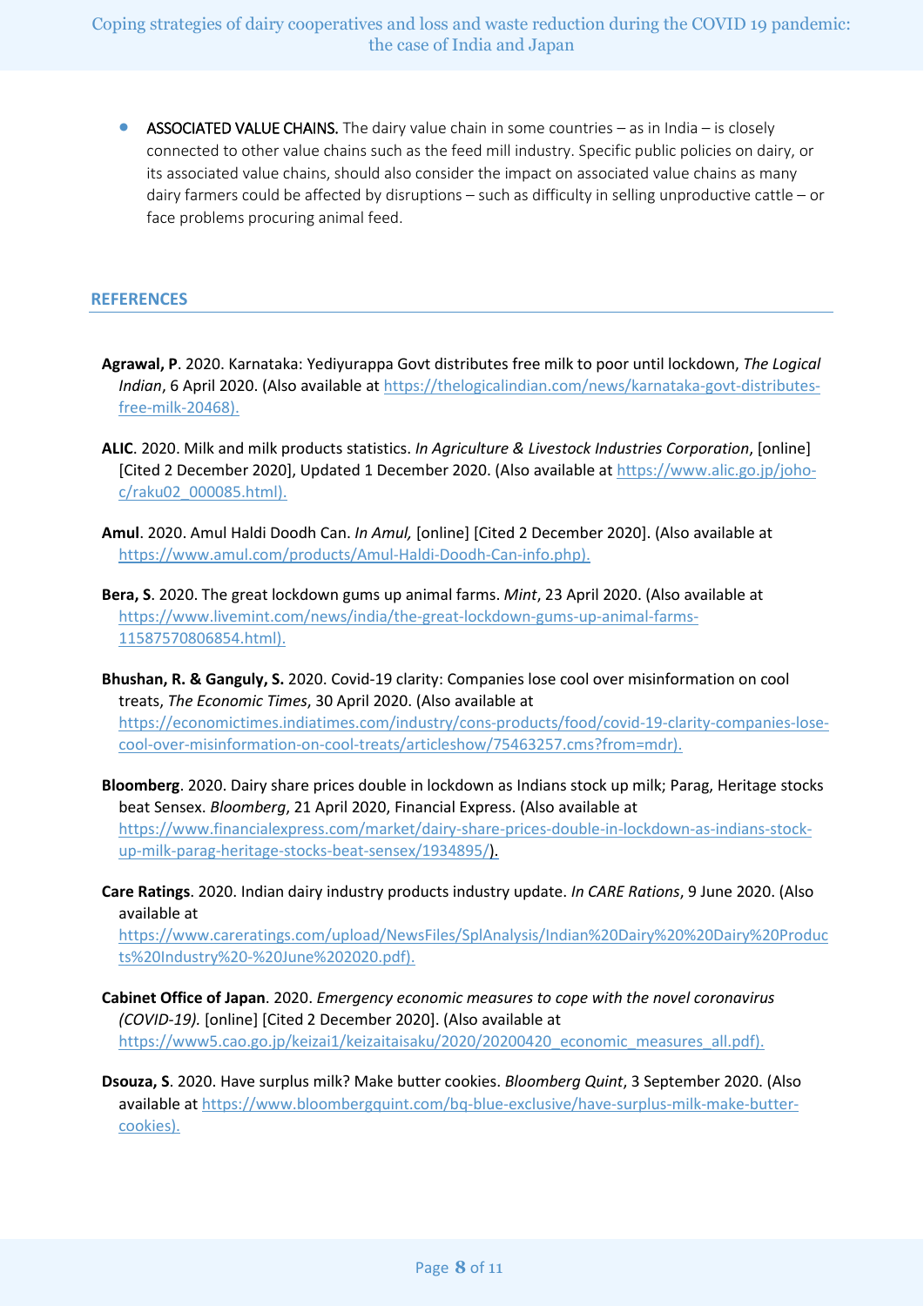- **ASSOCIATED VALUE CHAINS.** The dairy value chain in some countries – as in India – is closely connected to other value chains such as the feed mill industry. Specific public policies on dairy, or its associated value chains, should also consider the impact on associated value chains as many dairy farmers could be affected by disruptions – such as difficulty in selling unproductive cattle – or face problems procuring animal feed.

## REFERENCES

**Agrawal, P**. 2020. Karnataka: Yediyurappa Govt distributes free milk to poor until lockdown, *The Logical Indian*, 6 April 2020. (Also available at https://thelogicalindian.com/news/karnataka-govt-distributes-free-milk-20468).

**ALIC**. 2020. Milk and milk products statistics. *In Agriculture & Livestock Industries Corporation*, [online] [Cited 2 December 2020], Updated 1 December 2020. (Also available at https://www.alic.go.jp/joho-c/raku02_000085.html).

**Amul**. 2020. Amul Haldi Doodh Can. *In Amul,* [online] [Cited 2 December 2020]. (Also available at https://www.amul.com/products/Amul-Haldi-Doodh-Can-info.php).

**Bera, S**. 2020. The great lockdown gums up animal farms. *Mint*, 23 April 2020. (Also available at https://www.livemint.com/news/india/the-great-lockdown-gums-up-animal-farms-11587570806854.html).

**Bhushan, R. & Ganguly, S.** 2020. Covid-19 clarity: Companies lose cool over misinformation on cool treats, *The Economic Times*, 30 April 2020. (Also available at https://economictimes.indiatimes.com/industry/cons-products/food/covid-19-clarity-companies-lose-cool-over-misinformation-on-cool-treats/articleshow/75463257.cms?from=mdr).

**Bloomberg**. 2020. Dairy share prices double in lockdown as Indians stock up milk; Parag, Heritage stocks beat Sensex. *Bloomberg*, 21 April 2020, Financial Express. (Also available at https://www.financialexpress.com/market/dairy-share-prices-double-in-lockdown-as-indians-stock-up-milk-parag-heritage-stocks-beat-sensex/1934895/).

**Care Ratings**. 2020. Indian dairy industry products industry update. *In CARE Rations*, 9 June 2020. (Also available at https://www.careratings.com/upload/NewsFiles/SplAnalysis/Indian%20Dairy%20%20Dairy%20Products%20Industry%20-%20June%202020.pdf).

**Cabinet Office of Japan**. 2020. *Emergency economic measures to cope with the novel coronavirus (COVID-19).* [online] [Cited 2 December 2020]. (Also available at https://www5.cao.go.jp/keizai1/keizaitaisaku/2020/20200420_economic_measures_all.pdf).

**Dsouza, S**. 2020. Have surplus milk? Make butter cookies. *Bloomberg Quint*, 3 September 2020. (Also available at https://www.bloombergquint.com/bq-blue-exclusive/have-surplus-milk-make-butter-cookies).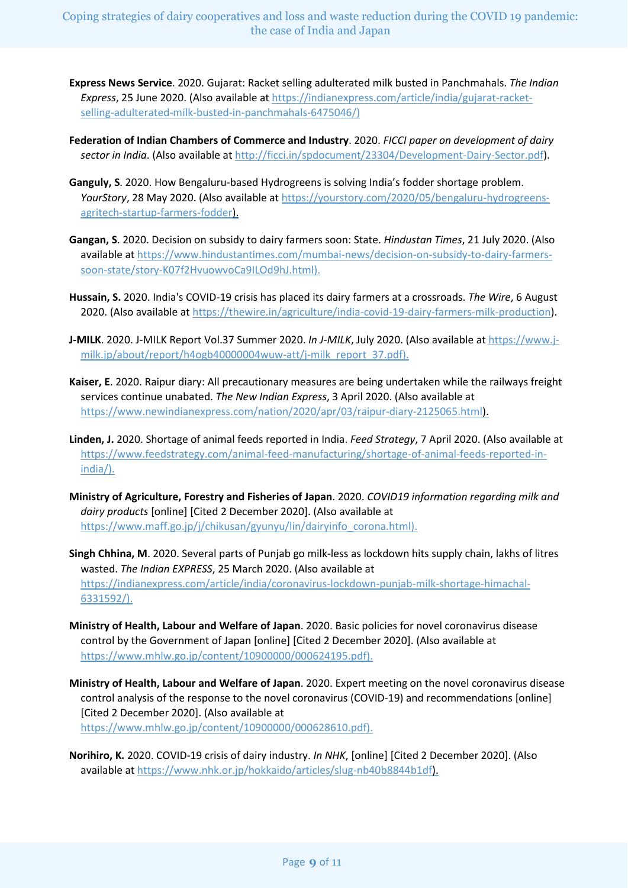**Express News Service**. 2020. Gujarat: Racket selling adulterated milk busted in Panchmahals. *The Indian Express*, 25 June 2020. (Also available at https://indianexpress.com/article/india/gujarat-racket-selling-adulterated-milk-busted-in-panchmahals-6475046/)

**Federation of Indian Chambers of Commerce and Industry**. 2020. *FICCI paper on development of dairy sector in India*. (Also available at http://ficci.in/spdocument/23304/Development-Dairy-Sector.pdf).

**Ganguly, S**. 2020. How Bengaluru-based Hydrogreens is solving India's fodder shortage problem. *YourStory*, 28 May 2020. (Also available at https://yourstory.com/2020/05/bengaluru-hydrogreens-agritech-startup-farmers-fodder).

**Gangan, S**. 2020. Decision on subsidy to dairy farmers soon: State. *Hindustan Times*, 21 July 2020. (Also available at https://www.hindustantimes.com/mumbai-news/decision-on-subsidy-to-dairy-farmers-soon-state/story-K07f2HvuowvoCa9ILOd9hJ.html).

**Hussain, S.** 2020. India's COVID-19 crisis has placed its dairy farmers at a crossroads. *The Wire*, 6 August 2020. (Also available at https://thewire.in/agriculture/india-covid-19-dairy-farmers-milk-production).

**J-MILK**. 2020. J-MILK Report Vol.37 Summer 2020. *In J-MILK*, July 2020. (Also available at https://www.j-milk.jp/about/report/h4ogb40000004wuw-att/j-milk_report_37.pdf).

**Kaiser, E**. 2020. Raipur diary: All precautionary measures are being undertaken while the railways freight services continue unabated. *The New Indian Express*, 3 April 2020. (Also available at https://www.newindianexpress.com/nation/2020/apr/03/raipur-diary-2125065.html).

**Linden, J.** 2020. Shortage of animal feeds reported in India. *Feed Strategy*, 7 April 2020. (Also available at https://www.feedstrategy.com/animal-feed-manufacturing/shortage-of-animal-feeds-reported-in-india/).

**Ministry of Agriculture, Forestry and Fisheries of Japan**. 2020. *COVID19 information regarding milk and dairy products* [online] [Cited 2 December 2020]. (Also available at https://www.maff.go.jp/j/chikusan/gyunyu/lin/dairyinfo_corona.html).

**Singh Chhina, M**. 2020. Several parts of Punjab go milk-less as lockdown hits supply chain, lakhs of litres wasted. *The Indian EXPRESS*, 25 March 2020. (Also available at https://indianexpress.com/article/india/coronavirus-lockdown-punjab-milk-shortage-himachal-6331592/).

**Ministry of Health, Labour and Welfare of Japan**. 2020. Basic policies for novel coronavirus disease control by the Government of Japan [online] [Cited 2 December 2020]. (Also available at https://www.mhlw.go.jp/content/10900000/000624195.pdf).

**Ministry of Health, Labour and Welfare of Japan**. 2020. Expert meeting on the novel coronavirus disease control analysis of the response to the novel coronavirus (COVID-19) and recommendations [online] [Cited 2 December 2020]. (Also available at https://www.mhlw.go.jp/content/10900000/000628610.pdf).

**Norihiro, K.** 2020. COVID-19 crisis of dairy industry. *In NHK*, [online] [Cited 2 December 2020]. (Also available at https://www.nhk.or.jp/hokkaido/articles/slug-nb40b8844b1df).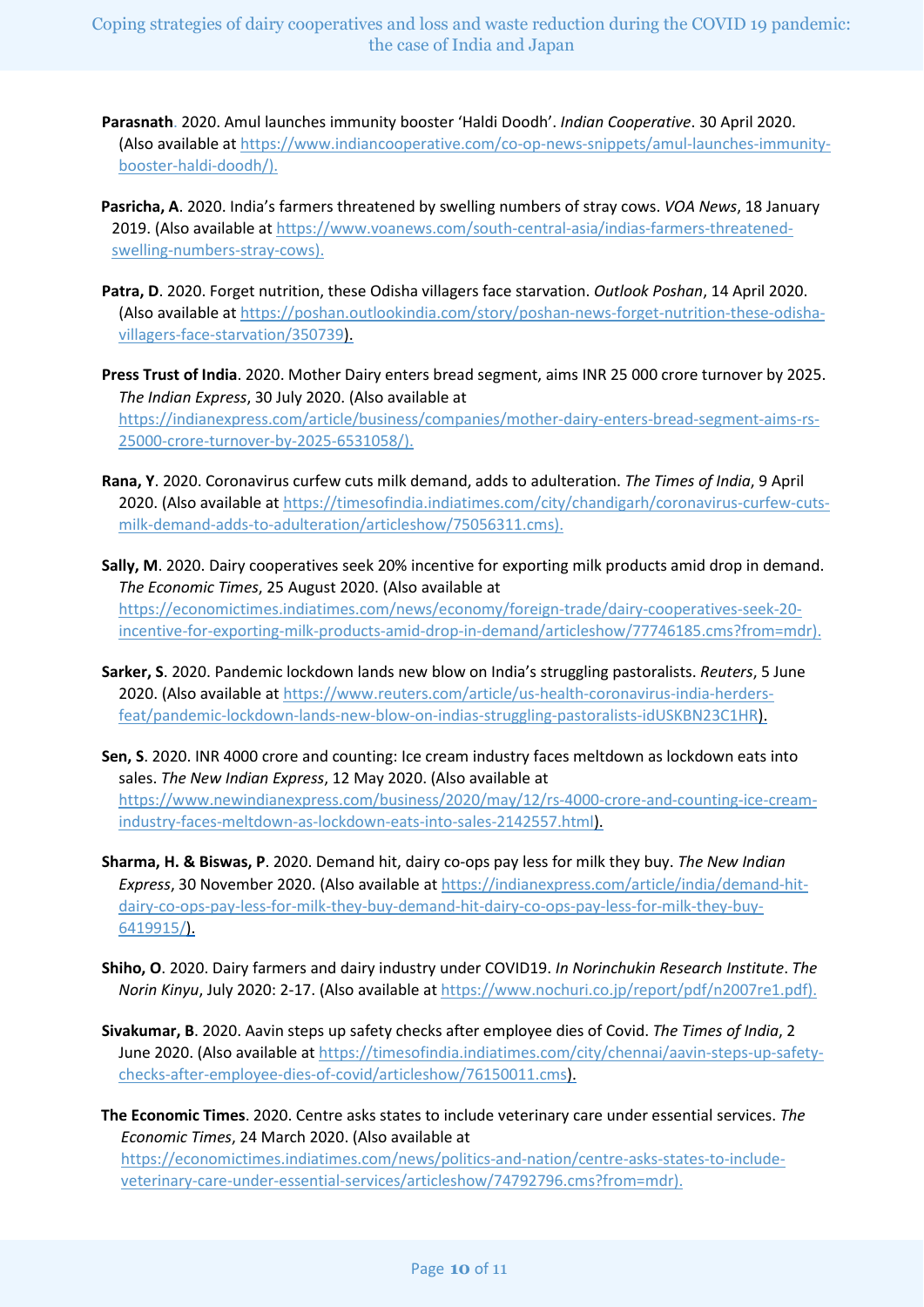**Parasnath**. 2020. Amul launches immunity booster 'Haldi Doodh'. *Indian Cooperative*. 30 April 2020. (Also available at https://www.indiancooperative.com/co-op-news-snippets/amul-launches-immunity-booster-haldi-doodh/).

**Pasricha, A**. 2020. India's farmers threatened by swelling numbers of stray cows. *VOA News*, 18 January 2019. (Also available at https://www.voanews.com/south-central-asia/indias-farmers-threatened-swelling-numbers-stray-cows).

**Patra, D**. 2020. Forget nutrition, these Odisha villagers face starvation. *Outlook Poshan*, 14 April 2020. (Also available at https://poshan.outlookindia.com/story/poshan-news-forget-nutrition-these-odisha-villagers-face-starvation/350739).

**Press Trust of India**. 2020. Mother Dairy enters bread segment, aims INR 25 000 crore turnover by 2025. *The Indian Express*, 30 July 2020. (Also available at https://indianexpress.com/article/business/companies/mother-dairy-enters-bread-segment-aims-rs-25000-crore-turnover-by-2025-6531058/).

**Rana, Y**. 2020. Coronavirus curfew cuts milk demand, adds to adulteration. *The Times of India*, 9 April 2020. (Also available at https://timesofindia.indiatimes.com/city/chandigarh/coronavirus-curfew-cuts-milk-demand-adds-to-adulteration/articleshow/75056311.cms).

**Sally, M**. 2020. Dairy cooperatives seek 20% incentive for exporting milk products amid drop in demand. *The Economic Times*, 25 August 2020. (Also available at https://economictimes.indiatimes.com/news/economy/foreign-trade/dairy-cooperatives-seek-20-incentive-for-exporting-milk-products-amid-drop-in-demand/articleshow/77746185.cms?from=mdr).

**Sarker, S**. 2020. Pandemic lockdown lands new blow on India's struggling pastoralists. *Reuters*, 5 June 2020. (Also available at https://www.reuters.com/article/us-health-coronavirus-india-herders-feat/pandemic-lockdown-lands-new-blow-on-indias-struggling-pastoralists-idUSKBN23C1HR).

**Sen, S**. 2020. INR 4000 crore and counting: Ice cream industry faces meltdown as lockdown eats into sales. *The New Indian Express*, 12 May 2020. (Also available at https://www.newindianexpress.com/business/2020/may/12/rs-4000-crore-and-counting-ice-cream-industry-faces-meltdown-as-lockdown-eats-into-sales-2142557.html).

**Sharma, H. & Biswas, P**. 2020. Demand hit, dairy co-ops pay less for milk they buy. *The New Indian Express*, 30 November 2020. (Also available at https://indianexpress.com/article/india/demand-hit-dairy-co-ops-pay-less-for-milk-they-buy-demand-hit-dairy-co-ops-pay-less-for-milk-they-buy-6419915/).

**Shiho, O**. 2020. Dairy farmers and dairy industry under COVID19. *In Norinchukin Research Institute*. *The Norin Kinyu*, July 2020: 2-17. (Also available at https://www.nochuri.co.jp/report/pdf/n2007re1.pdf).

**Sivakumar, B**. 2020. Aavin steps up safety checks after employee dies of Covid. *The Times of India*, 2 June 2020. (Also available at https://timesofindia.indiatimes.com/city/chennai/aavin-steps-up-safety-checks-after-employee-dies-of-covid/articleshow/76150011.cms).

**The Economic Times**. 2020. Centre asks states to include veterinary care under essential services. *The Economic Times*, 24 March 2020. (Also available at https://economictimes.indiatimes.com/news/politics-and-nation/centre-asks-states-to-include-veterinary-care-under-essential-services/articleshow/74792796.cms?from=mdr).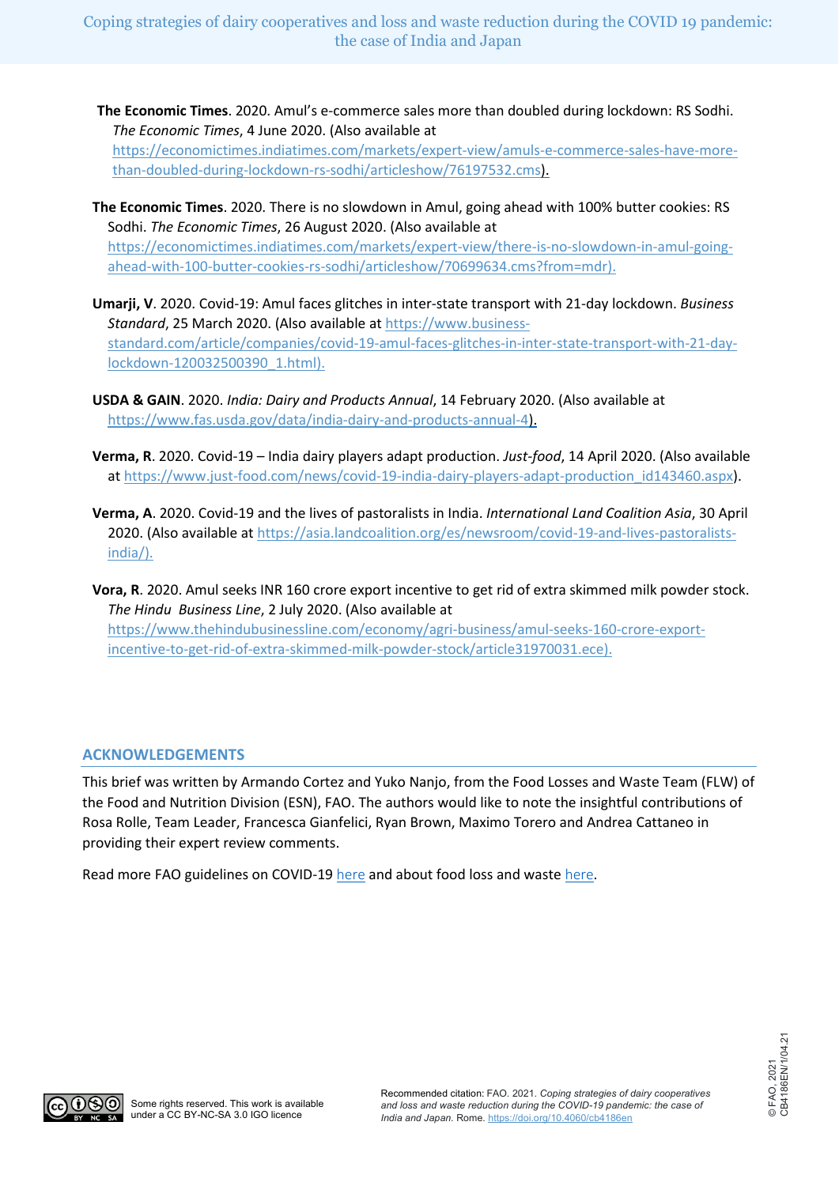**The Economic Times**. 2020. Amul's e-commerce sales more than doubled during lockdown: RS Sodhi. *The Economic Times*, 4 June 2020. (Also available at https://economictimes.indiatimes.com/markets/expert-view/amuls-e-commerce-sales-have-more-than-doubled-during-lockdown-rs-sodhi/articleshow/76197532.cms).

**The Economic Times**. 2020. There is no slowdown in Amul, going ahead with 100% butter cookies: RS Sodhi. *The Economic Times*, 26 August 2020. (Also available at https://economictimes.indiatimes.com/markets/expert-view/there-is-no-slowdown-in-amul-going-ahead-with-100-butter-cookies-rs-sodhi/articleshow/70699634.cms?from=mdr).

**Umarji, V**. 2020. Covid-19: Amul faces glitches in inter-state transport with 21-day lockdown. *Business Standard*, 25 March 2020. (Also available at https://www.business-standard.com/article/companies/covid-19-amul-faces-glitches-in-inter-state-transport-with-21-day-lockdown-120032500390_1.html).

**USDA & GAIN**. 2020. *India: Dairy and Products Annual*, 14 February 2020. (Also available at https://www.fas.usda.gov/data/india-dairy-and-products-annual-4).

**Verma, R**. 2020. Covid-19 – India dairy players adapt production. *Just-food*, 14 April 2020. (Also available at https://www.just-food.com/news/covid-19-india-dairy-players-adapt-production_id143460.aspx).

**Verma, A**. 2020. Covid-19 and the lives of pastoralists in India. *International Land Coalition Asia*, 30 April 2020. (Also available at https://asia.landcoalition.org/es/newsroom/covid-19-and-lives-pastoralists-india/).

**Vora, R**. 2020. Amul seeks INR 160 crore export incentive to get rid of extra skimmed milk powder stock. *The Hindu Business Line*, 2 July 2020. (Also available at https://www.thehindubusinessline.com/economy/agri-business/amul-seeks-160-crore-export-incentive-to-get-rid-of-extra-skimmed-milk-powder-stock/article31970031.ece).

## ACKNOWLEDGEMENTS

This brief was written by Armando Cortez and Yuko Nanjo, from the Food Losses and Waste Team (FLW) of the Food and Nutrition Division (ESN), FAO. The authors would like to note the insightful contributions of Rosa Rolle, Team Leader, Francesca Gianfelici, Ryan Brown, Maximo Torero and Andrea Cattaneo in providing their expert review comments.

Read more FAO guidelines on COVID-19 here and about food loss and waste here.

Some rights reserved. This work is available under a CC BY-NC-SA 3.0 IGO licence

Recommended citation: FAO. 2021. *Coping strategies of dairy cooperatives and loss and waste reduction during the COVID-19 pandemic: the case of India and Japan*. Rome. https://doi.org/10.4060/cb4186en

© FAO, 2021
CB4186EN/1/04.21